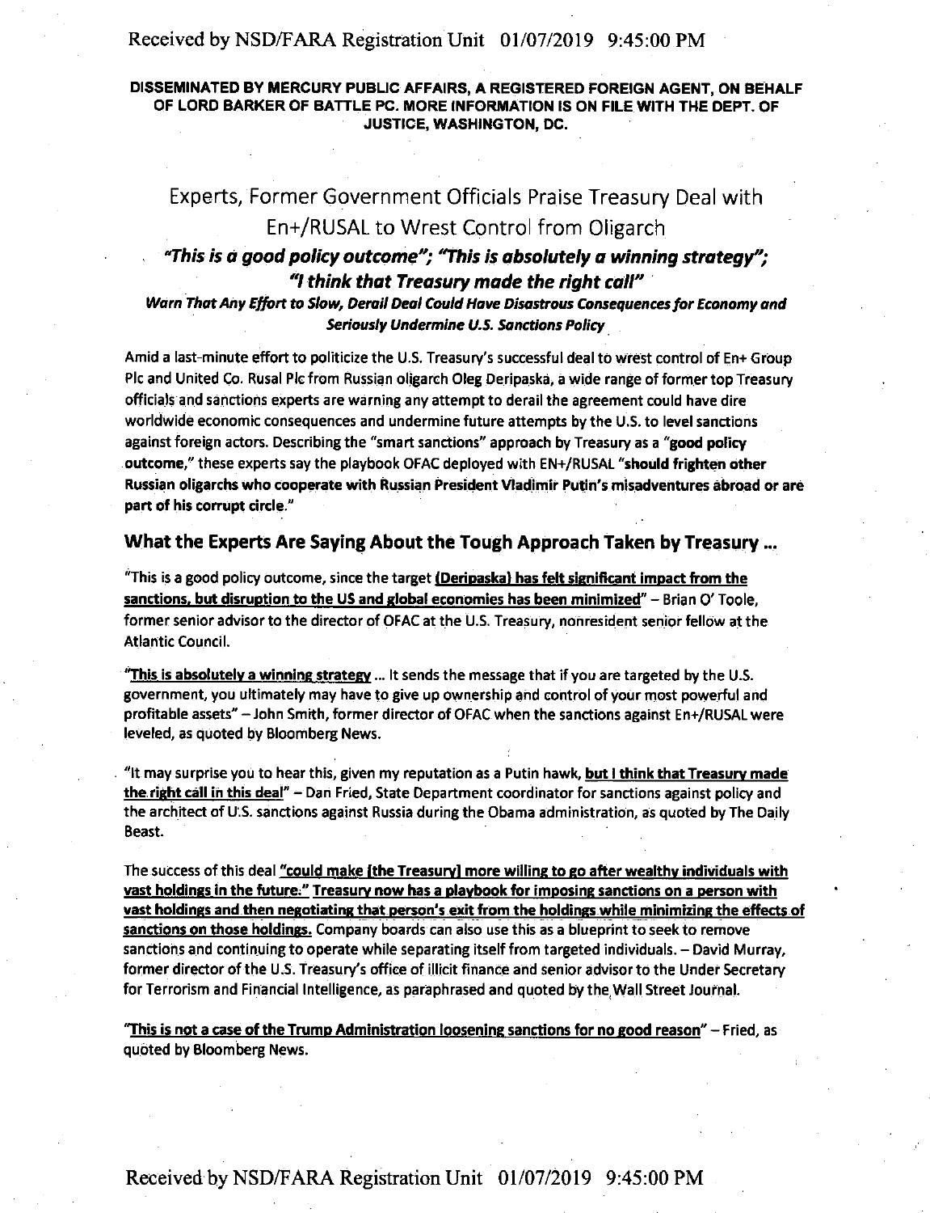**DISSEMINATED BY MERCURY PUBLIC AFFAIRS, A REGISTERED FOREIGN AGENT, ON BEHALF OF LORD BARKER OF BATTLE PC. MORE INFORMATION IS ON FILE WITH THE DEPT. OF JUSTICE, WASHINGTON, DC.**

# Experts, Former Government Officials Praise Treasury Deal with En+/RUSAL to Wrest Control from Oligarch

### *"This is a good policy outcome"; "This is absolutely a winning strategy"; "I think that Treasury made the right call"*

***Warn That Any Effort to Slow, Derail Deal Could Have Disastrous Consequences for Economy and Seriously Undermine U.S. Sanctions Policy***

Amid a last-minute effort to politicize the U.S. Treasury's successful deal to wrest control of En+ Group Plc and United Co. Rusal Plc from Russian oligarch Oleg Deripaska, a wide range of former top Treasury officials and sanctions experts are warning any attempt to derail the agreement could have dire worldwide economic consequences and undermine future attempts by the U.S. to level sanctions against foreign actors. Describing the "smart sanctions" approach by Treasury as a "**good policy outcome**," these experts say the playbook OFAC deployed with EN+/RUSAL "**should frighten other Russian oligarchs who cooperate with Russian President Vladimir Putin's misadventures abroad or are part of his corrupt circle.**"

## What the Experts Are Saying About the Tough Approach Taken by Treasury ...

"This is a good policy outcome, since the target **(Deripaska) has felt significant impact from the sanctions, but disruption to the US and global economies has been minimized**" – Brian O' Toole, former senior advisor to the director of OFAC at the U.S. Treasury, nonresident senior fellow at the Atlantic Council.

"**This is absolutely a winning strategy** ... It sends the message that if you are targeted by the U.S. government, you ultimately may have to give up ownership and control of your most powerful and profitable assets" – John Smith, former director of OFAC when the sanctions against En+/RUSAL were leveled, as quoted by Bloomberg News.

"It may surprise you to hear this, given my reputation as a Putin hawk, **but I think that Treasury made the right call in this deal**" – Dan Fried, State Department coordinator for sanctions against policy and the architect of U.S. sanctions against Russia during the Obama administration, as quoted by The Daily Beast.

The success of this deal **"could make [the Treasury] more willing to go after wealthy individuals with vast holdings in the future." Treasury now has a playbook for imposing sanctions on a person with vast holdings and then negotiating that person's exit from the holdings while minimizing the effects of sanctions on those holdings.** Company boards can also use this as a blueprint to seek to remove sanctions and continuing to operate while separating itself from targeted individuals. – David Murray, former director of the U.S. Treasury's office of illicit finance and senior advisor to the Under Secretary for Terrorism and Financial Intelligence, as paraphrased and quoted by the Wall Street Journal.

"**This is not a case of the Trump Administration loosening sanctions for no good reason**" – Fried, as quoted by Bloomberg News.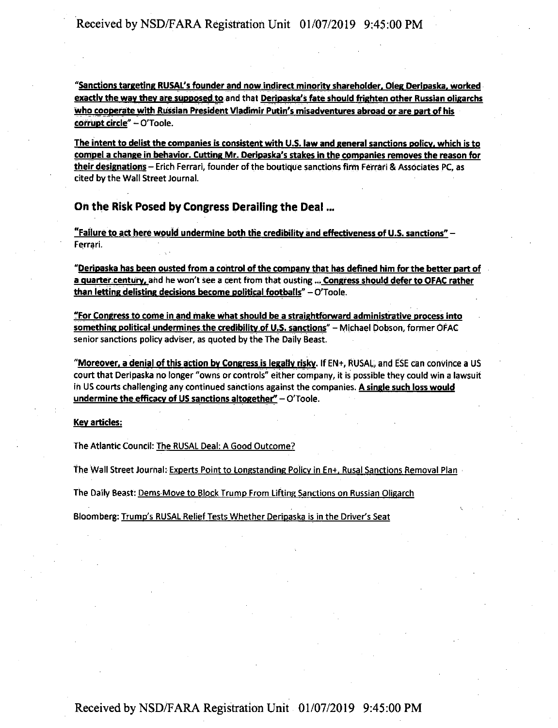"**Sanctions targeting RUSAL's founder and now indirect minority shareholder, Oleg Deripaska, worked exactly the way they are supposed to** and that **Deripaska's fate should frighten other Russian oligarchs who cooperate with Russian President Vladimir Putin's misadventures abroad or are part of his corrupt circle**" – O'Toole.

**The intent to delist the companies is consistent with U.S. law and general sanctions policy, which is to compel a change in behavior. Cutting Mr. Deripaska's stakes in the companies removes the reason for their designations** – Erich Ferrari, founder of the boutique sanctions firm Ferrari & Associates PC, as cited by the Wall Street Journal.

## On the Risk Posed by Congress Derailing the Deal ...

"**Failure to act here would undermine both the credibility and effectiveness of U.S. sanctions**" – Ferrari.

"**Deripaska has been ousted from a control of the company that has defined him for the better part of a quarter century,** and he won't see a cent from that ousting ... **Congress should defer to OFAC rather than letting delisting decisions become political footballs**" – O'Toole.

"**For Congress to come in and make what should be a straightforward administrative process into something political undermines the credibility of U.S. sanctions**" – Michael Dobson, former OFAC senior sanctions policy adviser, as quoted by the The Daily Beast.

"**Moreover, a denial of this action by Congress is legally risky.** If EN+, RUSAL, and ESE can convince a US court that Deripaska no longer "owns or controls" either company, it is possible they could win a lawsuit in US courts challenging any continued sanctions against the companies. **A single such loss would undermine the efficacy of US sanctions altogether**" – O'Toole.

**Key articles:**

The Atlantic Council: The RUSAL Deal: A Good Outcome?

The Wall Street Journal: Experts Point to Longstanding Policy in En+, Rusal Sanctions Removal Plan

The Daily Beast: Dems Move to Block Trump From Lifting Sanctions on Russian Oligarch

Bloomberg: Trump's RUSAL Relief Tests Whether Deripaska is in the Driver's Seat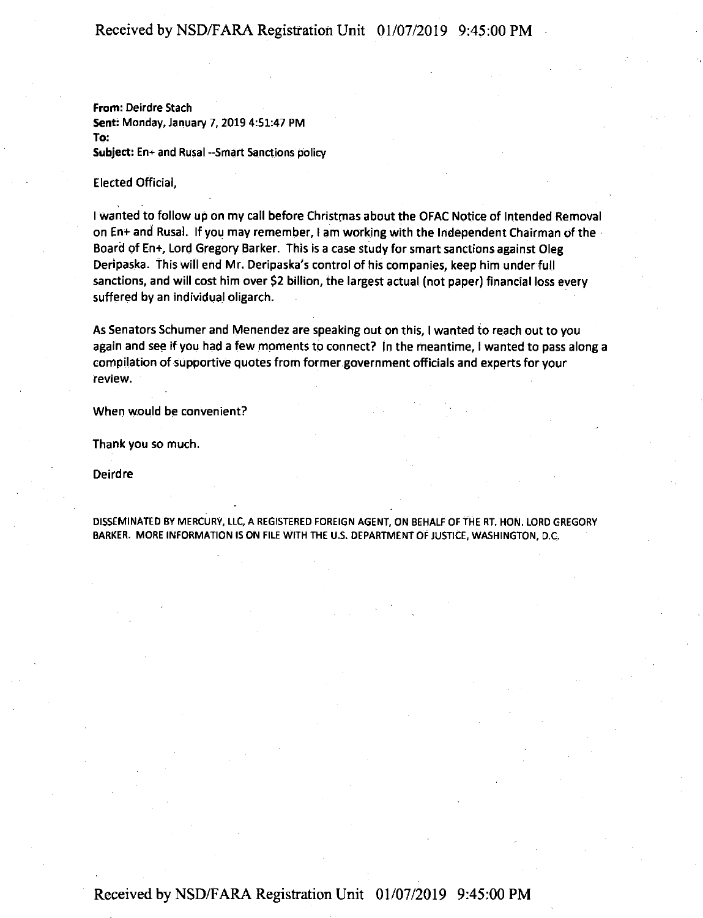**From:** Deirdre Stach
**Sent:** Monday, January 7, 2019 4:51:47 PM
**To:**
**Subject:** En+ and Rusal --Smart Sanctions policy

Elected Official,

I wanted to follow up on my call before Christmas about the OFAC Notice of Intended Removal on En+ and Rusal. If you may remember, I am working with the Independent Chairman of the Board of En+, Lord Gregory Barker. This is a case study for smart sanctions against Oleg Deripaska. This will end Mr. Deripaska's control of his companies, keep him under full sanctions, and will cost him over $2 billion, the largest actual (not paper) financial loss every suffered by an individual oligarch.

As Senators Schumer and Menendez are speaking out on this, I wanted to reach out to you again and see if you had a few moments to connect? In the meantime, I wanted to pass along a compilation of supportive quotes from former government officials and experts for your review.

When would be convenient?

Thank you so much.

Deirdre

DISSEMINATED BY MERCURY, LLC, A REGISTERED FOREIGN AGENT, ON BEHALF OF THE RT. HON. LORD GREGORY BARKER. MORE INFORMATION IS ON FILE WITH THE U.S. DEPARTMENT OF JUSTICE, WASHINGTON, D.C.